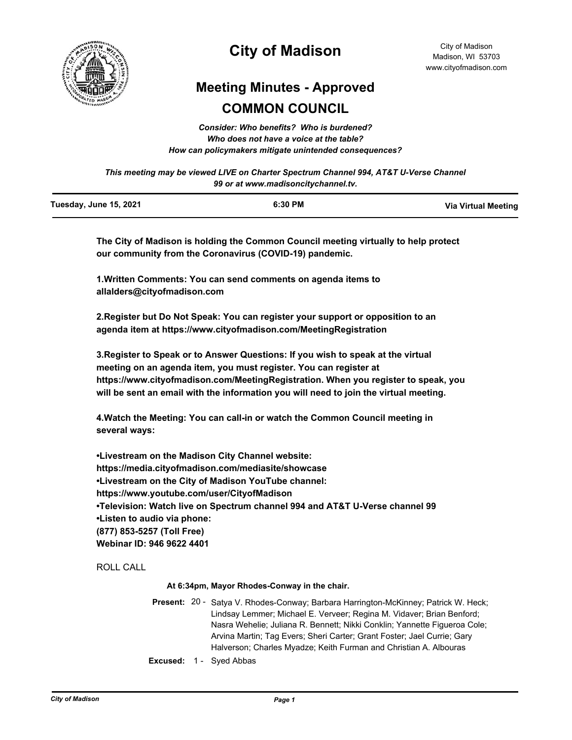# City of Madison

City of Madison
Madison, WI 53703
www.cityofmadison.com

## Meeting Minutes - Approved

## COMMON COUNCIL

*Consider: Who benefits? Who is burdened?*
*Who does not have a voice at the table?*
*How can policymakers mitigate unintended consequences?*

*This meeting may be viewed LIVE on Charter Spectrum Channel 994, AT&T U-Verse Channel 99 or at www.madisoncitychannel.tv.*

| Tuesday, June 15, 2021 | 6:30 PM | Via Virtual Meeting |
|---|---|---|

**The City of Madison is holding the Common Council meeting virtually to help protect our community from the Coronavirus (COVID-19) pandemic.**

**1.Written Comments: You can send comments on agenda items to allalders@cityofmadison.com**

**2.Register but Do Not Speak: You can register your support or opposition to an agenda item at https://www.cityofmadison.com/MeetingRegistration**

**3.Register to Speak or to Answer Questions: If you wish to speak at the virtual meeting on an agenda item, you must register. You can register at https://www.cityofmadison.com/MeetingRegistration. When you register to speak, you will be sent an email with the information you will need to join the virtual meeting.**

**4.Watch the Meeting: You can call-in or watch the Common Council meeting in several ways:**

**•Livestream on the Madison City Channel website: https://media.cityofmadison.com/mediasite/showcase**
**•Livestream on the City of Madison YouTube channel: https://www.youtube.com/user/CityofMadison**
**•Television: Watch live on Spectrum channel 994 and AT&T U-Verse channel 99**
**•Listen to audio via phone:**
**(877) 853-5257 (Toll Free)**
**Webinar ID: 946 9622 4401**

ROLL CALL

**At 6:34pm, Mayor Rhodes-Conway in the chair.**

**Present:** 20 - Satya V. Rhodes-Conway; Barbara Harrington-McKinney; Patrick W. Heck; Lindsay Lemmer; Michael E. Verveer; Regina M. Vidaver; Brian Benford; Nasra Wehelie; Juliana R. Bennett; Nikki Conklin; Yannette Figueroa Cole; Arvina Martin; Tag Evers; Sheri Carter; Grant Foster; Jael Currie; Gary Halverson; Charles Myadze; Keith Furman and Christian A. Albouras

**Excused:** 1 - Syed Abbas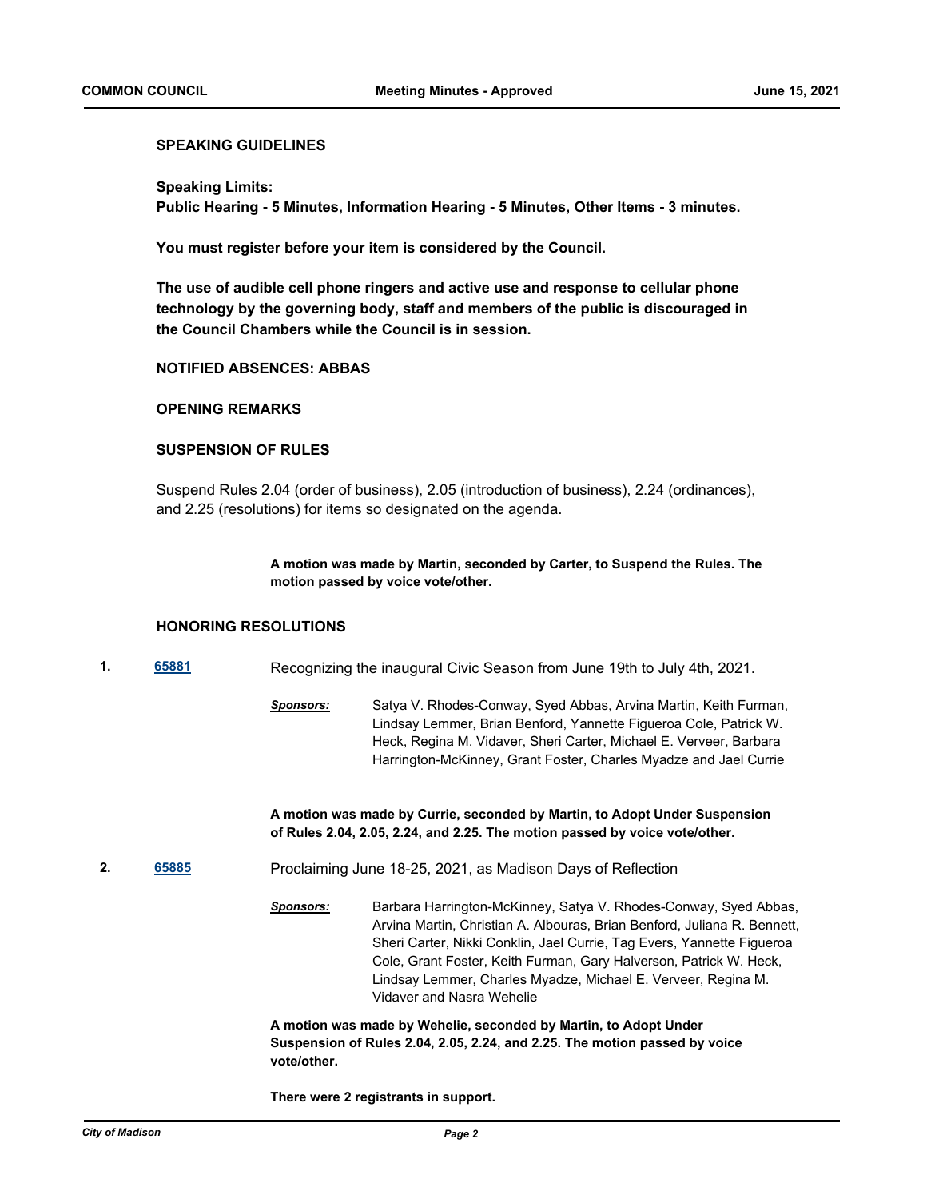### SPEAKING GUIDELINES

**Speaking Limits:**
**Public Hearing - 5 Minutes, Information Hearing - 5 Minutes, Other Items - 3 minutes.**

**You must register before your item is considered by the Council.**

**The use of audible cell phone ringers and active use and response to cellular phone technology by the governing body, staff and members of the public is discouraged in the Council Chambers while the Council is in session.**

### NOTIFIED ABSENCES: ABBAS

### OPENING REMARKS

### SUSPENSION OF RULES

Suspend Rules 2.04 (order of business), 2.05 (introduction of business), 2.24 (ordinances), and 2.25 (resolutions) for items so designated on the agenda.

**A motion was made by Martin, seconded by Carter, to Suspend the Rules. The motion passed by voice vote/other.**

### HONORING RESOLUTIONS

**1. 65881** Recognizing the inaugural Civic Season from June 19th to July 4th, 2021.

***Sponsors:*** Satya V. Rhodes-Conway, Syed Abbas, Arvina Martin, Keith Furman, Lindsay Lemmer, Brian Benford, Yannette Figueroa Cole, Patrick W. Heck, Regina M. Vidaver, Sheri Carter, Michael E. Verveer, Barbara Harrington-McKinney, Grant Foster, Charles Myadze and Jael Currie

**A motion was made by Currie, seconded by Martin, to Adopt Under Suspension of Rules 2.04, 2.05, 2.24, and 2.25. The motion passed by voice vote/other.**

**2. 65885** Proclaiming June 18-25, 2021, as Madison Days of Reflection

***Sponsors:*** Barbara Harrington-McKinney, Satya V. Rhodes-Conway, Syed Abbas, Arvina Martin, Christian A. Albouras, Brian Benford, Juliana R. Bennett, Sheri Carter, Nikki Conklin, Jael Currie, Tag Evers, Yannette Figueroa Cole, Grant Foster, Keith Furman, Gary Halverson, Patrick W. Heck, Lindsay Lemmer, Charles Myadze, Michael E. Verveer, Regina M. Vidaver and Nasra Wehelie

**A motion was made by Wehelie, seconded by Martin, to Adopt Under Suspension of Rules 2.04, 2.05, 2.24, and 2.25. The motion passed by voice vote/other.**

**There were 2 registrants in support.**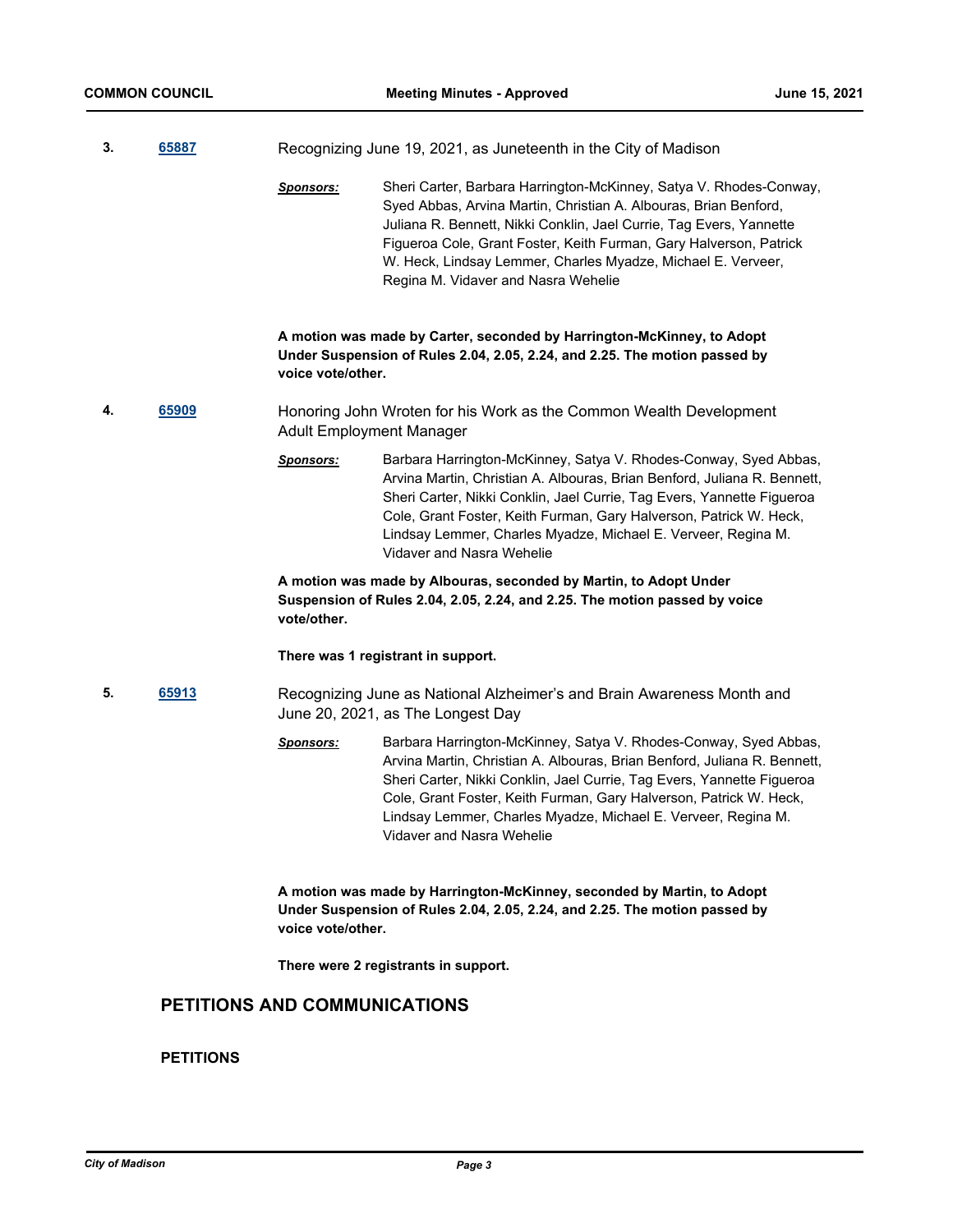**3.** **65887** Recognizing June 19, 2021, as Juneteenth in the City of Madison

***Sponsors:*** Sheri Carter, Barbara Harrington-McKinney, Satya V. Rhodes-Conway, Syed Abbas, Arvina Martin, Christian A. Albouras, Brian Benford, Juliana R. Bennett, Nikki Conklin, Jael Currie, Tag Evers, Yannette Figueroa Cole, Grant Foster, Keith Furman, Gary Halverson, Patrick W. Heck, Lindsay Lemmer, Charles Myadze, Michael E. Verveer, Regina M. Vidaver and Nasra Wehelie

**A motion was made by Carter, seconded by Harrington-McKinney, to Adopt Under Suspension of Rules 2.04, 2.05, 2.24, and 2.25. The motion passed by voice vote/other.**

**4.** **65909** Honoring John Wroten for his Work as the Common Wealth Development Adult Employment Manager

***Sponsors:*** Barbara Harrington-McKinney, Satya V. Rhodes-Conway, Syed Abbas, Arvina Martin, Christian A. Albouras, Brian Benford, Juliana R. Bennett, Sheri Carter, Nikki Conklin, Jael Currie, Tag Evers, Yannette Figueroa Cole, Grant Foster, Keith Furman, Gary Halverson, Patrick W. Heck, Lindsay Lemmer, Charles Myadze, Michael E. Verveer, Regina M. Vidaver and Nasra Wehelie

**A motion was made by Albouras, seconded by Martin, to Adopt Under Suspension of Rules 2.04, 2.05, 2.24, and 2.25. The motion passed by voice vote/other.**

**There was 1 registrant in support.**

**5.** **65913** Recognizing June as National Alzheimer's and Brain Awareness Month and June 20, 2021, as The Longest Day

***Sponsors:*** Barbara Harrington-McKinney, Satya V. Rhodes-Conway, Syed Abbas, Arvina Martin, Christian A. Albouras, Brian Benford, Juliana R. Bennett, Sheri Carter, Nikki Conklin, Jael Currie, Tag Evers, Yannette Figueroa Cole, Grant Foster, Keith Furman, Gary Halverson, Patrick W. Heck, Lindsay Lemmer, Charles Myadze, Michael E. Verveer, Regina M. Vidaver and Nasra Wehelie

**A motion was made by Harrington-McKinney, seconded by Martin, to Adopt Under Suspension of Rules 2.04, 2.05, 2.24, and 2.25. The motion passed by voice vote/other.**

**There were 2 registrants in support.**

## PETITIONS AND COMMUNICATIONS

### PETITIONS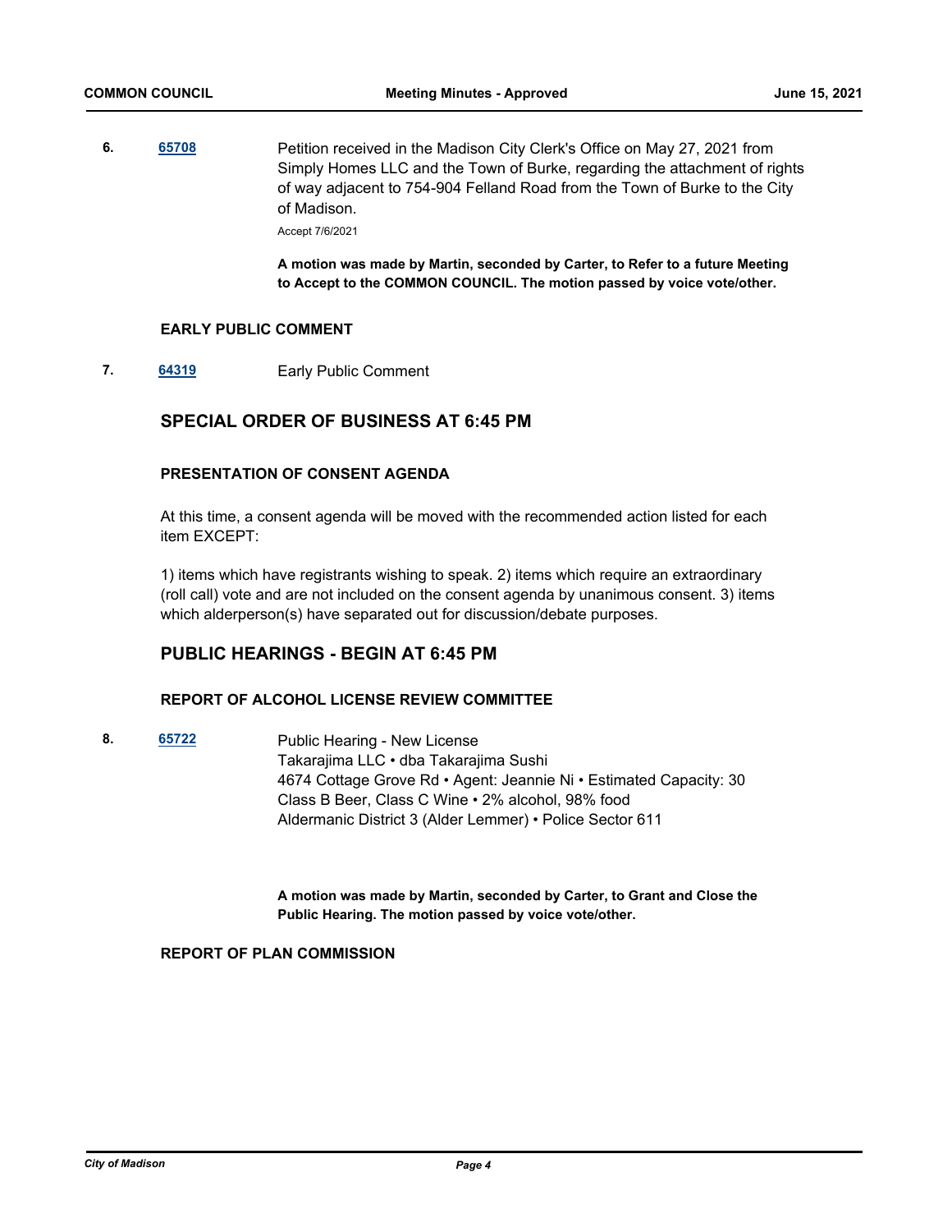**6.** **65708** Petition received in the Madison City Clerk's Office on May 27, 2021 from Simply Homes LLC and the Town of Burke, regarding the attachment of rights of way adjacent to 754-904 Felland Road from the Town of Burke to the City of Madison.

Accept 7/6/2021

**A motion was made by Martin, seconded by Carter, to Refer to a future Meeting to Accept to the COMMON COUNCIL. The motion passed by voice vote/other.**

### EARLY PUBLIC COMMENT

**7.** **64319** Early Public Comment

## SPECIAL ORDER OF BUSINESS AT 6:45 PM

### PRESENTATION OF CONSENT AGENDA

At this time, a consent agenda will be moved with the recommended action listed for each item EXCEPT:

1) items which have registrants wishing to speak. 2) items which require an extraordinary (roll call) vote and are not included on the consent agenda by unanimous consent. 3) items which alderperson(s) have separated out for discussion/debate purposes.

## PUBLIC HEARINGS - BEGIN AT 6:45 PM

### REPORT OF ALCOHOL LICENSE REVIEW COMMITTEE

**8.** **65722** Public Hearing - New License
Takarajima LLC • dba Takarajima Sushi
4674 Cottage Grove Rd • Agent: Jeannie Ni • Estimated Capacity: 30
Class B Beer, Class C Wine • 2% alcohol, 98% food
Aldermanic District 3 (Alder Lemmer) • Police Sector 611

**A motion was made by Martin, seconded by Carter, to Grant and Close the Public Hearing. The motion passed by voice vote/other.**

### REPORT OF PLAN COMMISSION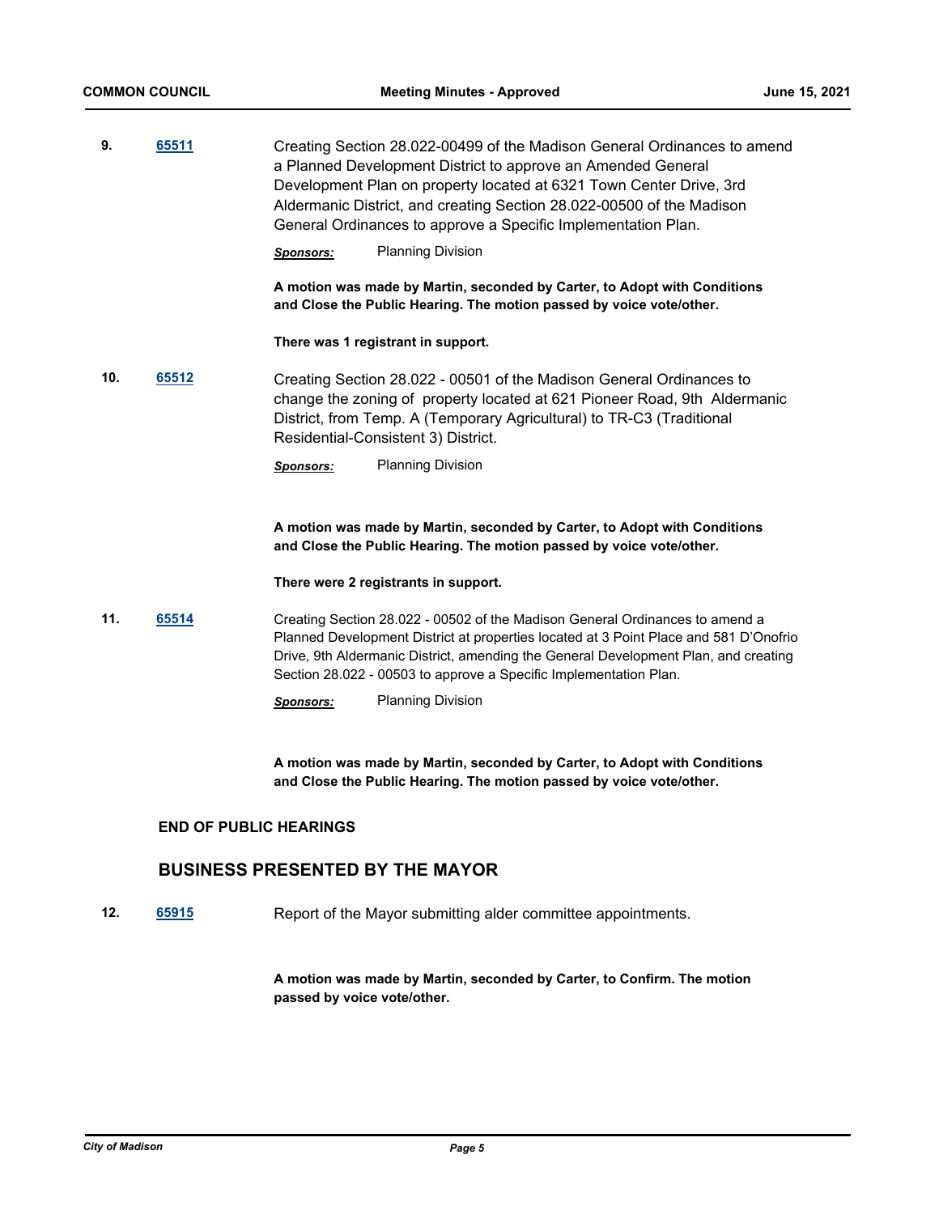**9.** **65511** Creating Section 28.022-00499 of the Madison General Ordinances to amend a Planned Development District to approve an Amended General Development Plan on property located at 6321 Town Center Drive, 3rd Aldermanic District, and creating Section 28.022-00500 of the Madison General Ordinances to approve a Specific Implementation Plan.

***Sponsors:*** Planning Division

**A motion was made by Martin, seconded by Carter, to Adopt with Conditions and Close the Public Hearing. The motion passed by voice vote/other.**

**There was 1 registrant in support.**

**10.** **65512** Creating Section 28.022 - 00501 of the Madison General Ordinances to change the zoning of property located at 621 Pioneer Road, 9th Aldermanic District, from Temp. A (Temporary Agricultural) to TR-C3 (Traditional Residential-Consistent 3) District.

***Sponsors:*** Planning Division

**A motion was made by Martin, seconded by Carter, to Adopt with Conditions and Close the Public Hearing. The motion passed by voice vote/other.**

**There were 2 registrants in support.**

**11.** **65514** Creating Section 28.022 - 00502 of the Madison General Ordinances to amend a Planned Development District at properties located at 3 Point Place and 581 D'Onofrio Drive, 9th Aldermanic District, amending the General Development Plan, and creating Section 28.022 - 00503 to approve a Specific Implementation Plan.

***Sponsors:*** Planning Division

**A motion was made by Martin, seconded by Carter, to Adopt with Conditions and Close the Public Hearing. The motion passed by voice vote/other.**

**END OF PUBLIC HEARINGS**

## BUSINESS PRESENTED BY THE MAYOR

**12.** **65915** Report of the Mayor submitting alder committee appointments.

**A motion was made by Martin, seconded by Carter, to Confirm. The motion passed by voice vote/other.**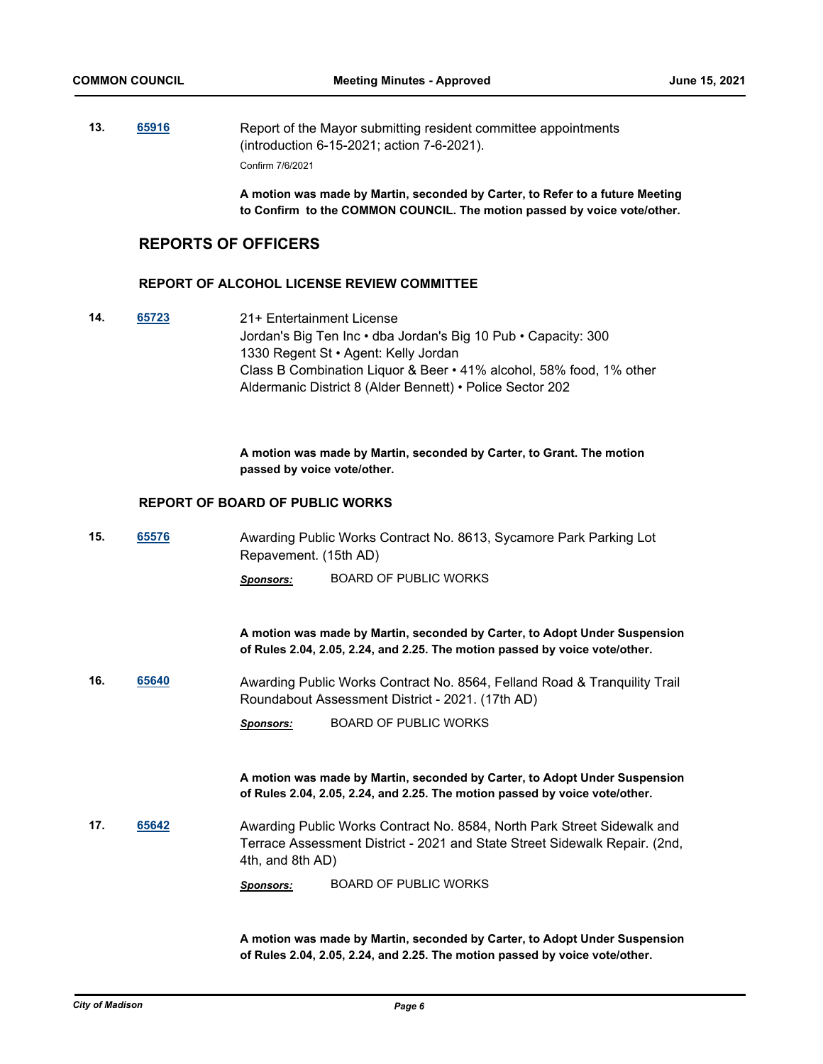**13.** **65916** Report of the Mayor submitting resident committee appointments (introduction 6-15-2021; action 7-6-2021).

Confirm 7/6/2021

**A motion was made by Martin, seconded by Carter, to Refer to a future Meeting to Confirm to the COMMON COUNCIL. The motion passed by voice vote/other.**

## REPORTS OF OFFICERS

### REPORT OF ALCOHOL LICENSE REVIEW COMMITTEE

**14.** **65723** 21+ Entertainment License
Jordan's Big Ten Inc • dba Jordan's Big 10 Pub • Capacity: 300
1330 Regent St • Agent: Kelly Jordan
Class B Combination Liquor & Beer • 41% alcohol, 58% food, 1% other
Aldermanic District 8 (Alder Bennett) • Police Sector 202

**A motion was made by Martin, seconded by Carter, to Grant. The motion passed by voice vote/other.**

### REPORT OF BOARD OF PUBLIC WORKS

**15.** **65576** Awarding Public Works Contract No. 8613, Sycamore Park Parking Lot Repavement. (15th AD)

***Sponsors:*** BOARD OF PUBLIC WORKS

**A motion was made by Martin, seconded by Carter, to Adopt Under Suspension of Rules 2.04, 2.05, 2.24, and 2.25. The motion passed by voice vote/other.**

**16.** **65640** Awarding Public Works Contract No. 8564, Felland Road & Tranquility Trail Roundabout Assessment District - 2021. (17th AD)

***Sponsors:*** BOARD OF PUBLIC WORKS

**A motion was made by Martin, seconded by Carter, to Adopt Under Suspension of Rules 2.04, 2.05, 2.24, and 2.25. The motion passed by voice vote/other.**

**17.** **65642** Awarding Public Works Contract No. 8584, North Park Street Sidewalk and Terrace Assessment District - 2021 and State Street Sidewalk Repair. (2nd, 4th, and 8th AD)

***Sponsors:*** BOARD OF PUBLIC WORKS

**A motion was made by Martin, seconded by Carter, to Adopt Under Suspension of Rules 2.04, 2.05, 2.24, and 2.25. The motion passed by voice vote/other.**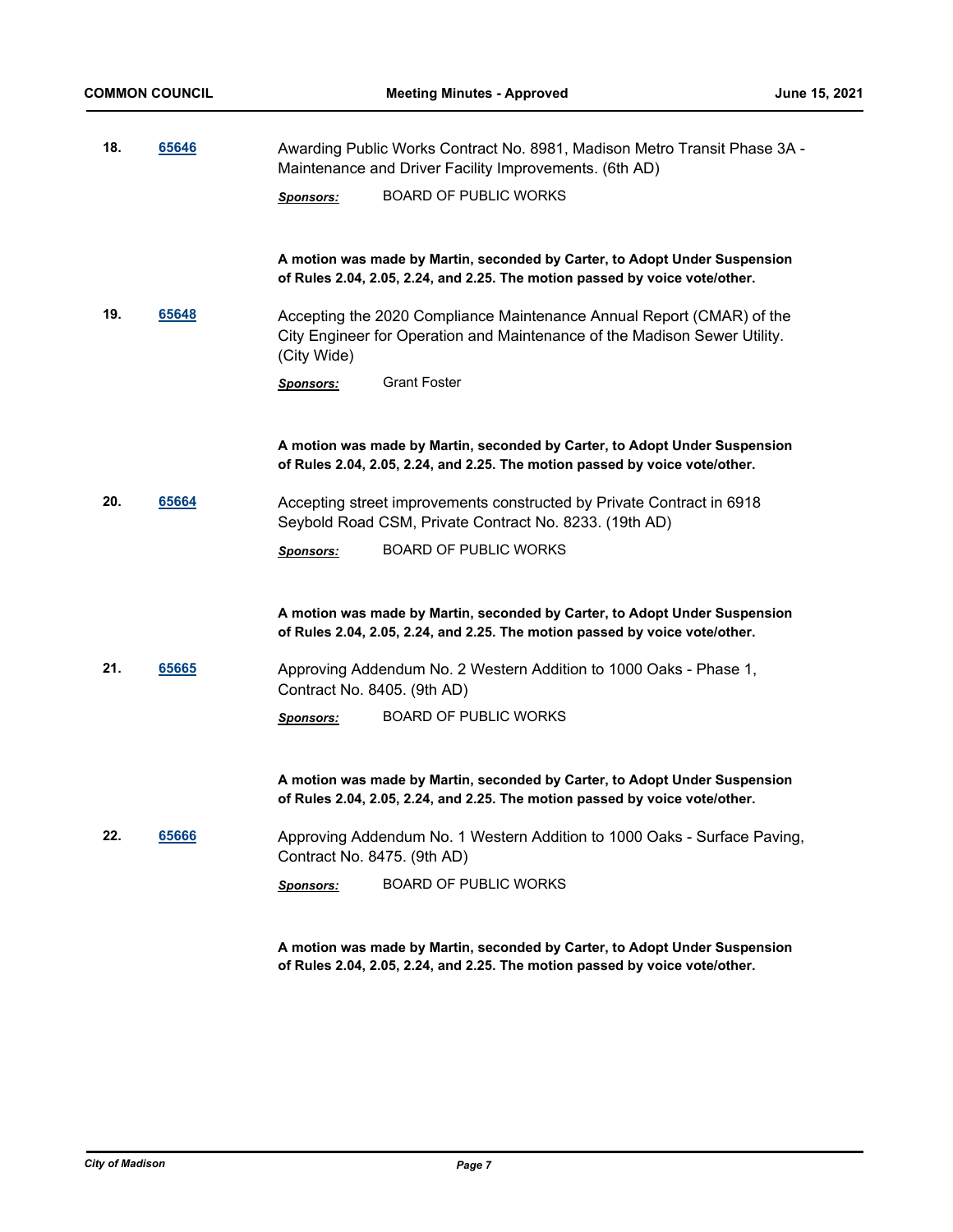**18.** **65646**

Awarding Public Works Contract No. 8981, Madison Metro Transit Phase 3A - Maintenance and Driver Facility Improvements. (6th AD)

***Sponsors:*** BOARD OF PUBLIC WORKS

**A motion was made by Martin, seconded by Carter, to Adopt Under Suspension of Rules 2.04, 2.05, 2.24, and 2.25. The motion passed by voice vote/other.**

**19.** **65648**

Accepting the 2020 Compliance Maintenance Annual Report (CMAR) of the City Engineer for Operation and Maintenance of the Madison Sewer Utility. (City Wide)

***Sponsors:*** Grant Foster

**A motion was made by Martin, seconded by Carter, to Adopt Under Suspension of Rules 2.04, 2.05, 2.24, and 2.25. The motion passed by voice vote/other.**

**20.** **65664**

Accepting street improvements constructed by Private Contract in 6918 Seybold Road CSM, Private Contract No. 8233. (19th AD)

***Sponsors:*** BOARD OF PUBLIC WORKS

**A motion was made by Martin, seconded by Carter, to Adopt Under Suspension of Rules 2.04, 2.05, 2.24, and 2.25. The motion passed by voice vote/other.**

**21.** **65665**

Approving Addendum No. 2 Western Addition to 1000 Oaks - Phase 1, Contract No. 8405. (9th AD)

***Sponsors:*** BOARD OF PUBLIC WORKS

**A motion was made by Martin, seconded by Carter, to Adopt Under Suspension of Rules 2.04, 2.05, 2.24, and 2.25. The motion passed by voice vote/other.**

**22.** **65666**

Approving Addendum No. 1 Western Addition to 1000 Oaks - Surface Paving, Contract No. 8475. (9th AD)

***Sponsors:*** BOARD OF PUBLIC WORKS

**A motion was made by Martin, seconded by Carter, to Adopt Under Suspension of Rules 2.04, 2.05, 2.24, and 2.25. The motion passed by voice vote/other.**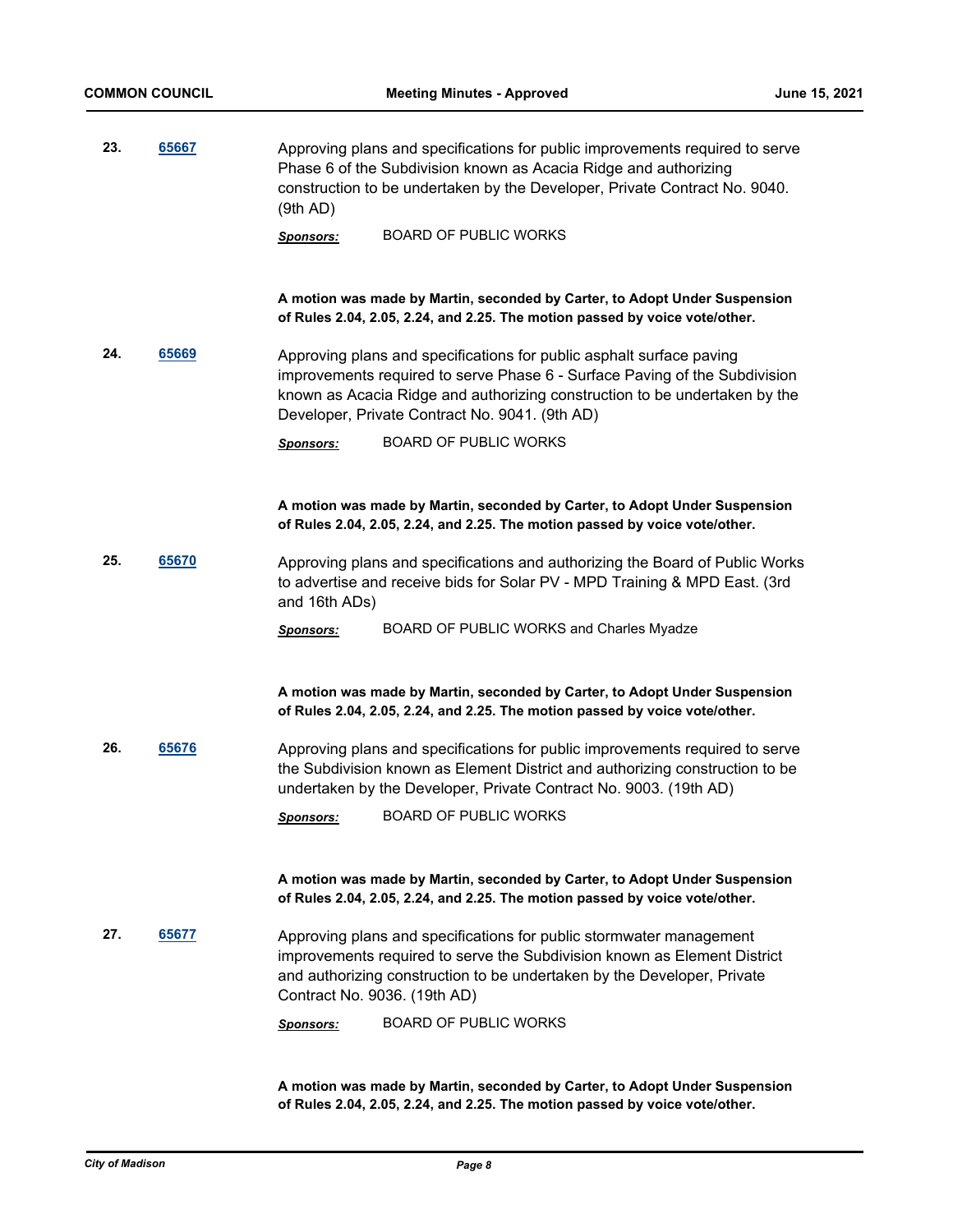**23.** **65667**

Approving plans and specifications for public improvements required to serve Phase 6 of the Subdivision known as Acacia Ridge and authorizing construction to be undertaken by the Developer, Private Contract No. 9040. (9th AD)

***Sponsors:*** BOARD OF PUBLIC WORKS

**A motion was made by Martin, seconded by Carter, to Adopt Under Suspension of Rules 2.04, 2.05, 2.24, and 2.25. The motion passed by voice vote/other.**

**24.** **65669**

Approving plans and specifications for public asphalt surface paving improvements required to serve Phase 6 - Surface Paving of the Subdivision known as Acacia Ridge and authorizing construction to be undertaken by the Developer, Private Contract No. 9041. (9th AD)

***Sponsors:*** BOARD OF PUBLIC WORKS

**A motion was made by Martin, seconded by Carter, to Adopt Under Suspension of Rules 2.04, 2.05, 2.24, and 2.25. The motion passed by voice vote/other.**

**25.** **65670**

Approving plans and specifications and authorizing the Board of Public Works to advertise and receive bids for Solar PV - MPD Training & MPD East. (3rd and 16th ADs)

***Sponsors:*** BOARD OF PUBLIC WORKS and Charles Myadze

**A motion was made by Martin, seconded by Carter, to Adopt Under Suspension of Rules 2.04, 2.05, 2.24, and 2.25. The motion passed by voice vote/other.**

**26.** **65676**

Approving plans and specifications for public improvements required to serve the Subdivision known as Element District and authorizing construction to be undertaken by the Developer, Private Contract No. 9003. (19th AD)

***Sponsors:*** BOARD OF PUBLIC WORKS

**A motion was made by Martin, seconded by Carter, to Adopt Under Suspension of Rules 2.04, 2.05, 2.24, and 2.25. The motion passed by voice vote/other.**

**27.** **65677**

Approving plans and specifications for public stormwater management improvements required to serve the Subdivision known as Element District and authorizing construction to be undertaken by the Developer, Private Contract No. 9036. (19th AD)

***Sponsors:*** BOARD OF PUBLIC WORKS

**A motion was made by Martin, seconded by Carter, to Adopt Under Suspension of Rules 2.04, 2.05, 2.24, and 2.25. The motion passed by voice vote/other.**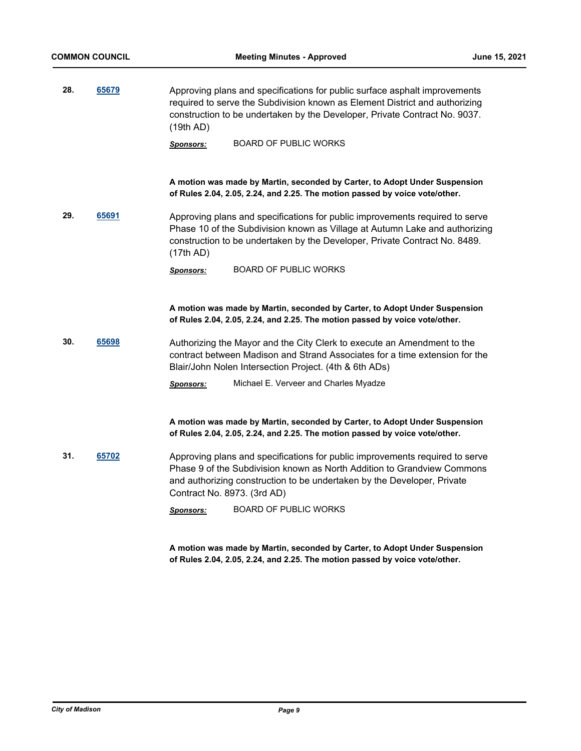**28.** **65679**

Approving plans and specifications for public surface asphalt improvements required to serve the Subdivision known as Element District and authorizing construction to be undertaken by the Developer, Private Contract No. 9037. (19th AD)

***Sponsors:*** BOARD OF PUBLIC WORKS

**A motion was made by Martin, seconded by Carter, to Adopt Under Suspension of Rules 2.04, 2.05, 2.24, and 2.25. The motion passed by voice vote/other.**

**29.** **65691**

Approving plans and specifications for public improvements required to serve Phase 10 of the Subdivision known as Village at Autumn Lake and authorizing construction to be undertaken by the Developer, Private Contract No. 8489. (17th AD)

***Sponsors:*** BOARD OF PUBLIC WORKS

**A motion was made by Martin, seconded by Carter, to Adopt Under Suspension of Rules 2.04, 2.05, 2.24, and 2.25. The motion passed by voice vote/other.**

**30.** **65698**

Authorizing the Mayor and the City Clerk to execute an Amendment to the contract between Madison and Strand Associates for a time extension for the Blair/John Nolen Intersection Project. (4th & 6th ADs)

***Sponsors:*** Michael E. Verveer and Charles Myadze

**A motion was made by Martin, seconded by Carter, to Adopt Under Suspension of Rules 2.04, 2.05, 2.24, and 2.25. The motion passed by voice vote/other.**

**31.** **65702**

Approving plans and specifications for public improvements required to serve Phase 9 of the Subdivision known as North Addition to Grandview Commons and authorizing construction to be undertaken by the Developer, Private Contract No. 8973. (3rd AD)

***Sponsors:*** BOARD OF PUBLIC WORKS

**A motion was made by Martin, seconded by Carter, to Adopt Under Suspension of Rules 2.04, 2.05, 2.24, and 2.25. The motion passed by voice vote/other.**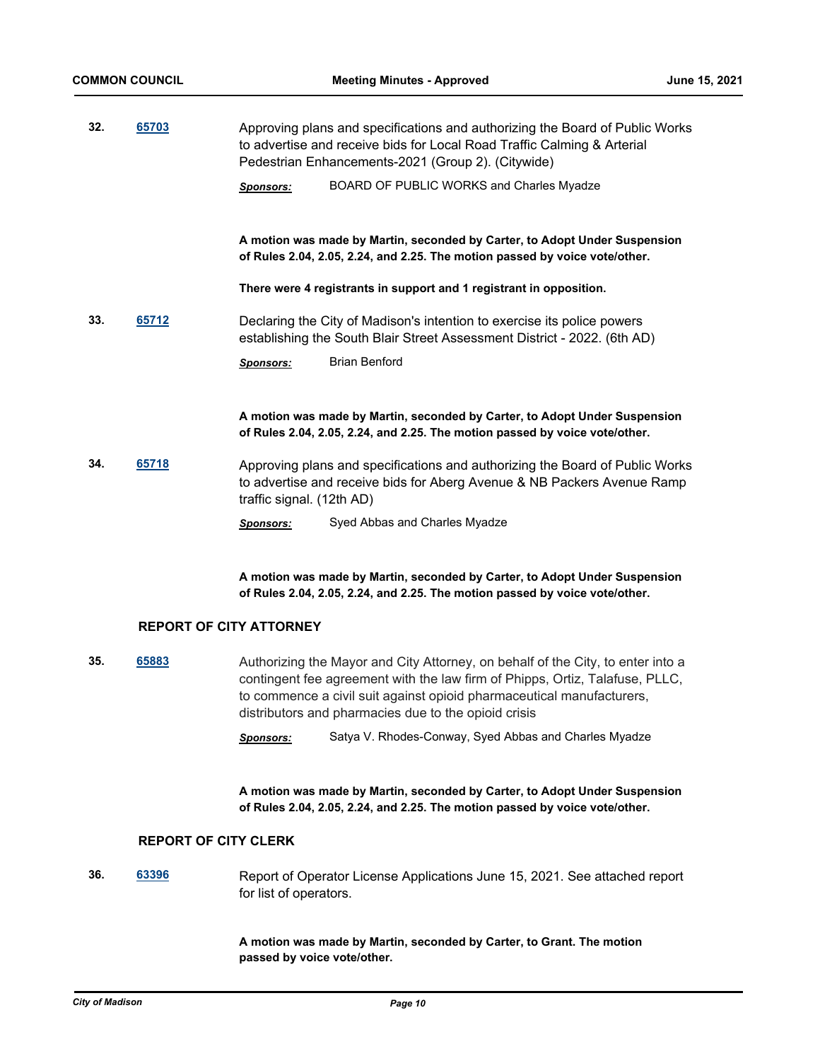32. **65703** Approving plans and specifications and authorizing the Board of Public Works to advertise and receive bids for Local Road Traffic Calming & Arterial Pedestrian Enhancements-2021 (Group 2). (Citywide)

*Sponsors:* BOARD OF PUBLIC WORKS and Charles Myadze

**A motion was made by Martin, seconded by Carter, to Adopt Under Suspension of Rules 2.04, 2.05, 2.24, and 2.25. The motion passed by voice vote/other.**

**There were 4 registrants in support and 1 registrant in opposition.**

33. **65712** Declaring the City of Madison's intention to exercise its police powers establishing the South Blair Street Assessment District - 2022. (6th AD)

*Sponsors:* Brian Benford

**A motion was made by Martin, seconded by Carter, to Adopt Under Suspension of Rules 2.04, 2.05, 2.24, and 2.25. The motion passed by voice vote/other.**

34. **65718** Approving plans and specifications and authorizing the Board of Public Works to advertise and receive bids for Aberg Avenue & NB Packers Avenue Ramp traffic signal. (12th AD)

*Sponsors:* Syed Abbas and Charles Myadze

**A motion was made by Martin, seconded by Carter, to Adopt Under Suspension of Rules 2.04, 2.05, 2.24, and 2.25. The motion passed by voice vote/other.**

## REPORT OF CITY ATTORNEY

35. **65883** Authorizing the Mayor and City Attorney, on behalf of the City, to enter into a contingent fee agreement with the law firm of Phipps, Ortiz, Talafuse, PLLC, to commence a civil suit against opioid pharmaceutical manufacturers, distributors and pharmacies due to the opioid crisis

*Sponsors:* Satya V. Rhodes-Conway, Syed Abbas and Charles Myadze

**A motion was made by Martin, seconded by Carter, to Adopt Under Suspension of Rules 2.04, 2.05, 2.24, and 2.25. The motion passed by voice vote/other.**

## REPORT OF CITY CLERK

36. **63396** Report of Operator License Applications June 15, 2021. See attached report for list of operators.

**A motion was made by Martin, seconded by Carter, to Grant. The motion passed by voice vote/other.**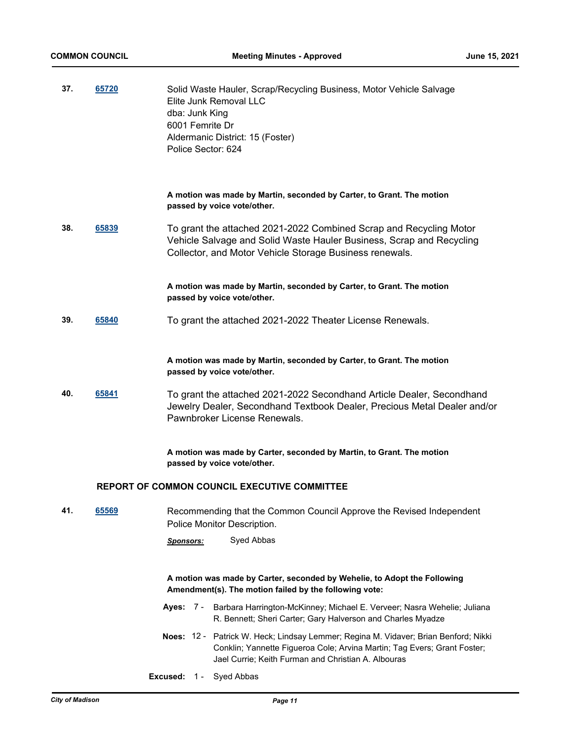**37.** **65720**

Solid Waste Hauler, Scrap/Recycling Business, Motor Vehicle Salvage
Elite Junk Removal LLC
dba: Junk King
6001 Femrite Dr
Aldermanic District: 15 (Foster)
Police Sector: 624

**A motion was made by Martin, seconded by Carter, to Grant. The motion passed by voice vote/other.**

**38.** **65839**

To grant the attached 2021-2022 Combined Scrap and Recycling Motor Vehicle Salvage and Solid Waste Hauler Business, Scrap and Recycling Collector, and Motor Vehicle Storage Business renewals.

**A motion was made by Martin, seconded by Carter, to Grant. The motion passed by voice vote/other.**

**39.** **65840**

To grant the attached 2021-2022 Theater License Renewals.

**A motion was made by Martin, seconded by Carter, to Grant. The motion passed by voice vote/other.**

**40.** **65841**

To grant the attached 2021-2022 Secondhand Article Dealer, Secondhand Jewelry Dealer, Secondhand Textbook Dealer, Precious Metal Dealer and/or Pawnbroker License Renewals.

**A motion was made by Carter, seconded by Martin, to Grant. The motion passed by voice vote/other.**

## REPORT OF COMMON COUNCIL EXECUTIVE COMMITTEE

**41.** **65569**

Recommending that the Common Council Approve the Revised Independent Police Monitor Description.

***Sponsors:*** Syed Abbas

**A motion was made by Carter, seconded by Wehelie, to Adopt the Following Amendment(s). The motion failed by the following vote:**

**Ayes:** 7 - Barbara Harrington-McKinney; Michael E. Verveer; Nasra Wehelie; Juliana R. Bennett; Sheri Carter; Gary Halverson and Charles Myadze

**Noes:** 12 - Patrick W. Heck; Lindsay Lemmer; Regina M. Vidaver; Brian Benford; Nikki Conklin; Yannette Figueroa Cole; Arvina Martin; Tag Evers; Grant Foster; Jael Currie; Keith Furman and Christian A. Albouras

**Excused:** 1 - Syed Abbas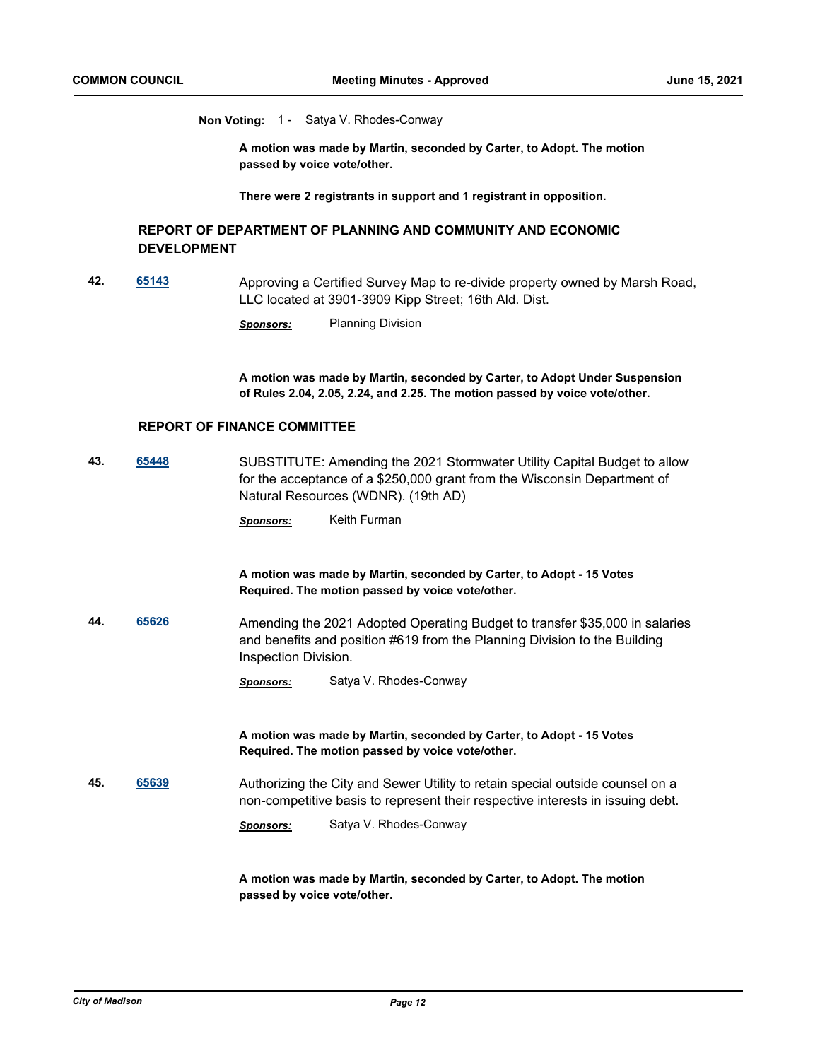**Non Voting:** 1 - Satya V. Rhodes-Conway

**A motion was made by Martin, seconded by Carter, to Adopt. The motion passed by voice vote/other.**

**There were 2 registrants in support and 1 registrant in opposition.**

## REPORT OF DEPARTMENT OF PLANNING AND COMMUNITY AND ECONOMIC DEVELOPMENT

**42.** **65143** Approving a Certified Survey Map to re-divide property owned by Marsh Road, LLC located at 3901-3909 Kipp Street; 16th Ald. Dist.

***Sponsors:*** Planning Division

**A motion was made by Martin, seconded by Carter, to Adopt Under Suspension of Rules 2.04, 2.05, 2.24, and 2.25. The motion passed by voice vote/other.**

## REPORT OF FINANCE COMMITTEE

**43.** **65448** SUBSTITUTE: Amending the 2021 Stormwater Utility Capital Budget to allow for the acceptance of a $250,000 grant from the Wisconsin Department of Natural Resources (WDNR). (19th AD)

***Sponsors:*** Keith Furman

**A motion was made by Martin, seconded by Carter, to Adopt - 15 Votes Required. The motion passed by voice vote/other.**

**44.** **65626** Amending the 2021 Adopted Operating Budget to transfer $35,000 in salaries and benefits and position #619 from the Planning Division to the Building Inspection Division.

***Sponsors:*** Satya V. Rhodes-Conway

**A motion was made by Martin, seconded by Carter, to Adopt - 15 Votes Required. The motion passed by voice vote/other.**

**45.** **65639** Authorizing the City and Sewer Utility to retain special outside counsel on a non-competitive basis to represent their respective interests in issuing debt.

***Sponsors:*** Satya V. Rhodes-Conway

**A motion was made by Martin, seconded by Carter, to Adopt. The motion passed by voice vote/other.**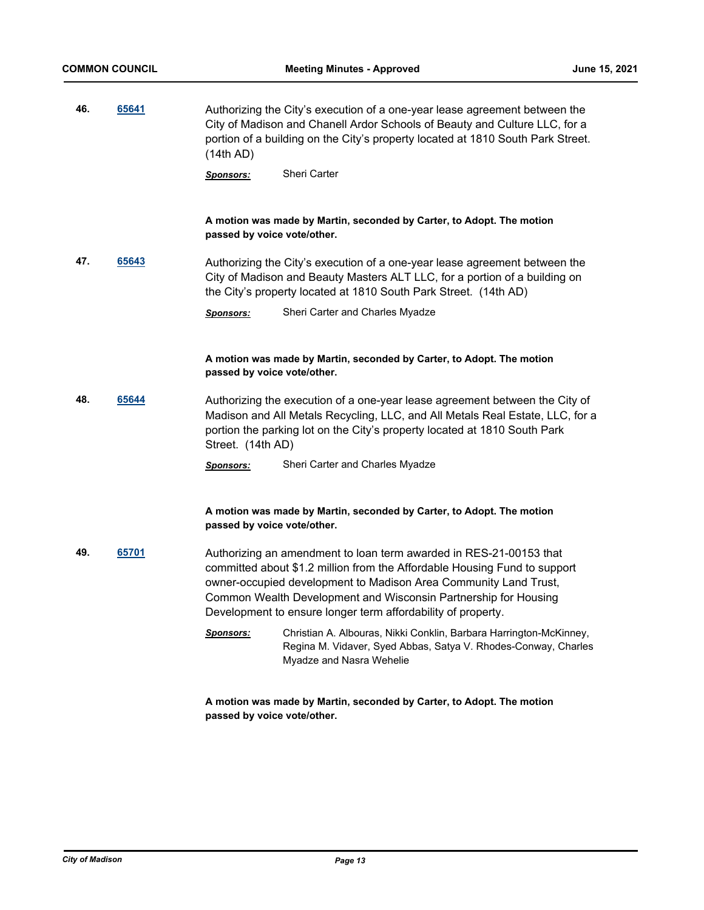**46.** **65641**

Authorizing the City's execution of a one-year lease agreement between the City of Madison and Chanell Ardor Schools of Beauty and Culture LLC, for a portion of a building on the City's property located at 1810 South Park Street. (14th AD)

***Sponsors:*** Sheri Carter

**A motion was made by Martin, seconded by Carter, to Adopt. The motion passed by voice vote/other.**

**47.** **65643**

Authorizing the City's execution of a one-year lease agreement between the City of Madison and Beauty Masters ALT LLC, for a portion of a building on the City's property located at 1810 South Park Street. (14th AD)

***Sponsors:*** Sheri Carter and Charles Myadze

**A motion was made by Martin, seconded by Carter, to Adopt. The motion passed by voice vote/other.**

**48.** **65644**

Authorizing the execution of a one-year lease agreement between the City of Madison and All Metals Recycling, LLC, and All Metals Real Estate, LLC, for a portion the parking lot on the City's property located at 1810 South Park Street. (14th AD)

***Sponsors:*** Sheri Carter and Charles Myadze

**A motion was made by Martin, seconded by Carter, to Adopt. The motion passed by voice vote/other.**

**49.** **65701**

Authorizing an amendment to loan term awarded in RES-21-00153 that committed about $1.2 million from the Affordable Housing Fund to support owner-occupied development to Madison Area Community Land Trust, Common Wealth Development and Wisconsin Partnership for Housing Development to ensure longer term affordability of property.

***Sponsors:*** Christian A. Albouras, Nikki Conklin, Barbara Harrington-McKinney, Regina M. Vidaver, Syed Abbas, Satya V. Rhodes-Conway, Charles Myadze and Nasra Wehelie

**A motion was made by Martin, seconded by Carter, to Adopt. The motion passed by voice vote/other.**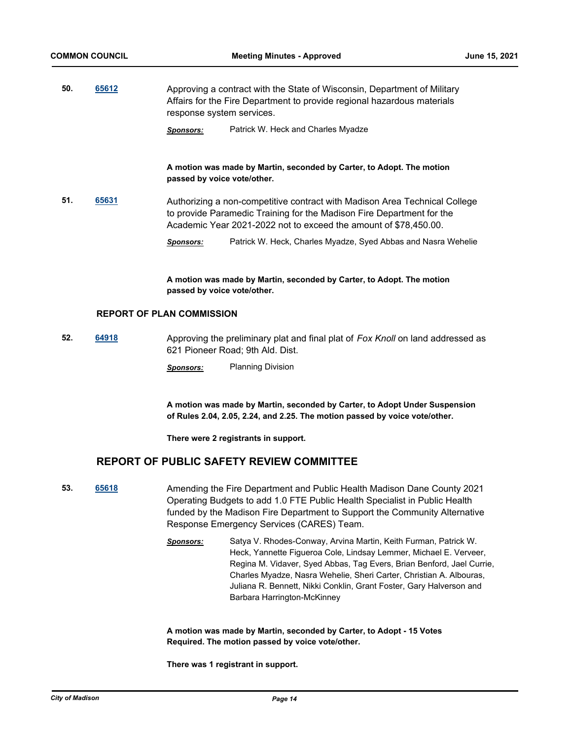**50.** **65612** Approving a contract with the State of Wisconsin, Department of Military Affairs for the Fire Department to provide regional hazardous materials response system services.

*Sponsors:* Patrick W. Heck and Charles Myadze

**A motion was made by Martin, seconded by Carter, to Adopt. The motion passed by voice vote/other.**

**51.** **65631** Authorizing a non-competitive contract with Madison Area Technical College to provide Paramedic Training for the Madison Fire Department for the Academic Year 2021-2022 not to exceed the amount of $78,450.00.

*Sponsors:* Patrick W. Heck, Charles Myadze, Syed Abbas and Nasra Wehelie

**A motion was made by Martin, seconded by Carter, to Adopt. The motion passed by voice vote/other.**

### REPORT OF PLAN COMMISSION

**52.** **64918** Approving the preliminary plat and final plat of *Fox Knoll* on land addressed as 621 Pioneer Road; 9th Ald. Dist.

*Sponsors:* Planning Division

**A motion was made by Martin, seconded by Carter, to Adopt Under Suspension of Rules 2.04, 2.05, 2.24, and 2.25. The motion passed by voice vote/other.**

**There were 2 registrants in support.**

## REPORT OF PUBLIC SAFETY REVIEW COMMITTEE

**53.** **65618** Amending the Fire Department and Public Health Madison Dane County 2021 Operating Budgets to add 1.0 FTE Public Health Specialist in Public Health funded by the Madison Fire Department to Support the Community Alternative Response Emergency Services (CARES) Team.

*Sponsors:* Satya V. Rhodes-Conway, Arvina Martin, Keith Furman, Patrick W. Heck, Yannette Figueroa Cole, Lindsay Lemmer, Michael E. Verveer, Regina M. Vidaver, Syed Abbas, Tag Evers, Brian Benford, Jael Currie, Charles Myadze, Nasra Wehelie, Sheri Carter, Christian A. Albouras, Juliana R. Bennett, Nikki Conklin, Grant Foster, Gary Halverson and Barbara Harrington-McKinney

**A motion was made by Martin, seconded by Carter, to Adopt - 15 Votes Required. The motion passed by voice vote/other.**

**There was 1 registrant in support.**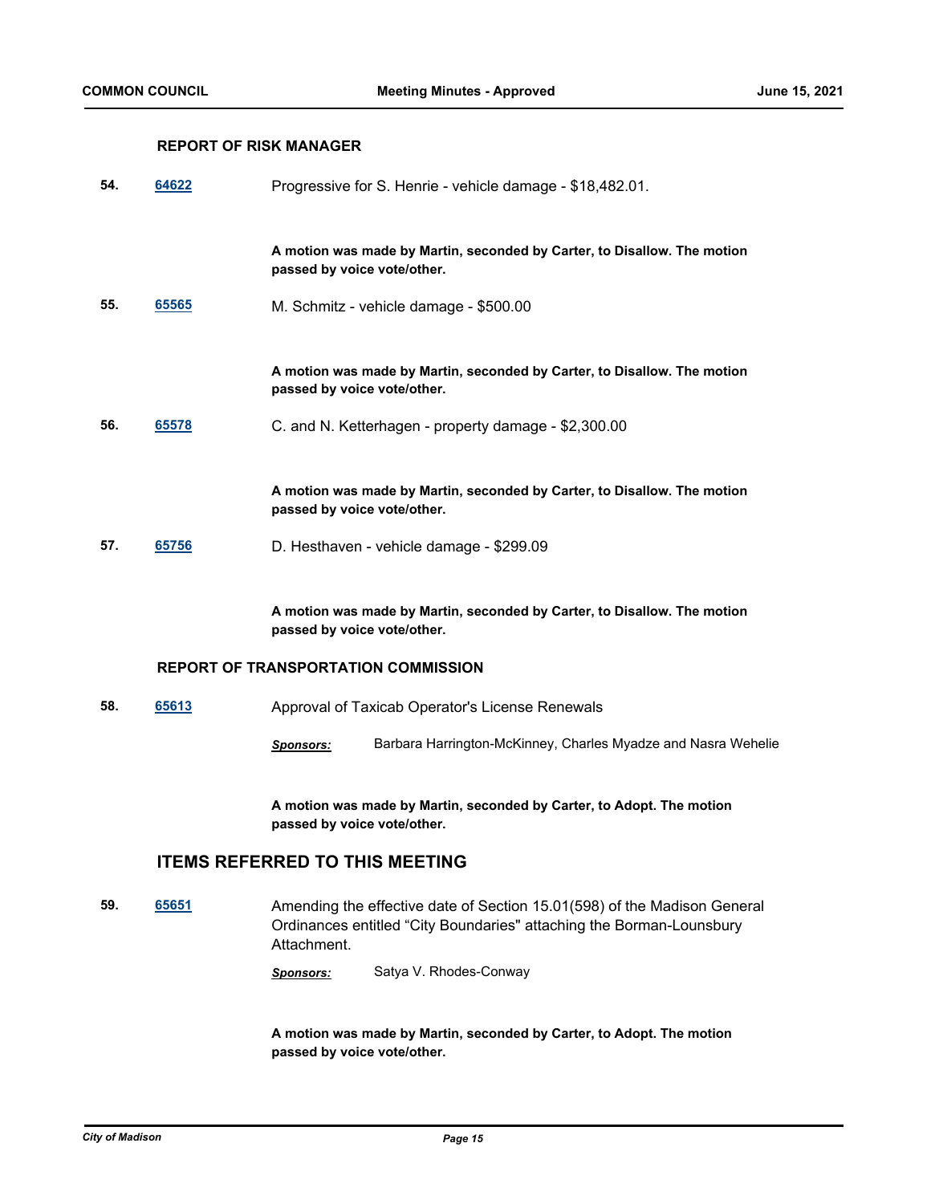### REPORT OF RISK MANAGER

**54.** **64622** Progressive for S. Henrie - vehicle damage - $18,482.01.

**A motion was made by Martin, seconded by Carter, to Disallow. The motion passed by voice vote/other.**

**55.** **65565** M. Schmitz - vehicle damage - $500.00

**A motion was made by Martin, seconded by Carter, to Disallow. The motion passed by voice vote/other.**

**56.** **65578** C. and N. Ketterhagen - property damage - $2,300.00

**A motion was made by Martin, seconded by Carter, to Disallow. The motion passed by voice vote/other.**

**57.** **65756** D. Hesthaven - vehicle damage - $299.09

**A motion was made by Martin, seconded by Carter, to Disallow. The motion passed by voice vote/other.**

### REPORT OF TRANSPORTATION COMMISSION

**58.** **65613** Approval of Taxicab Operator's License Renewals

***Sponsors:*** Barbara Harrington-McKinney, Charles Myadze and Nasra Wehelie

**A motion was made by Martin, seconded by Carter, to Adopt. The motion passed by voice vote/other.**

## ITEMS REFERRED TO THIS MEETING

**59.** **65651** Amending the effective date of Section 15.01(598) of the Madison General Ordinances entitled “City Boundaries" attaching the Borman-Lounsbury Attachment.

***Sponsors:*** Satya V. Rhodes-Conway

**A motion was made by Martin, seconded by Carter, to Adopt. The motion passed by voice vote/other.**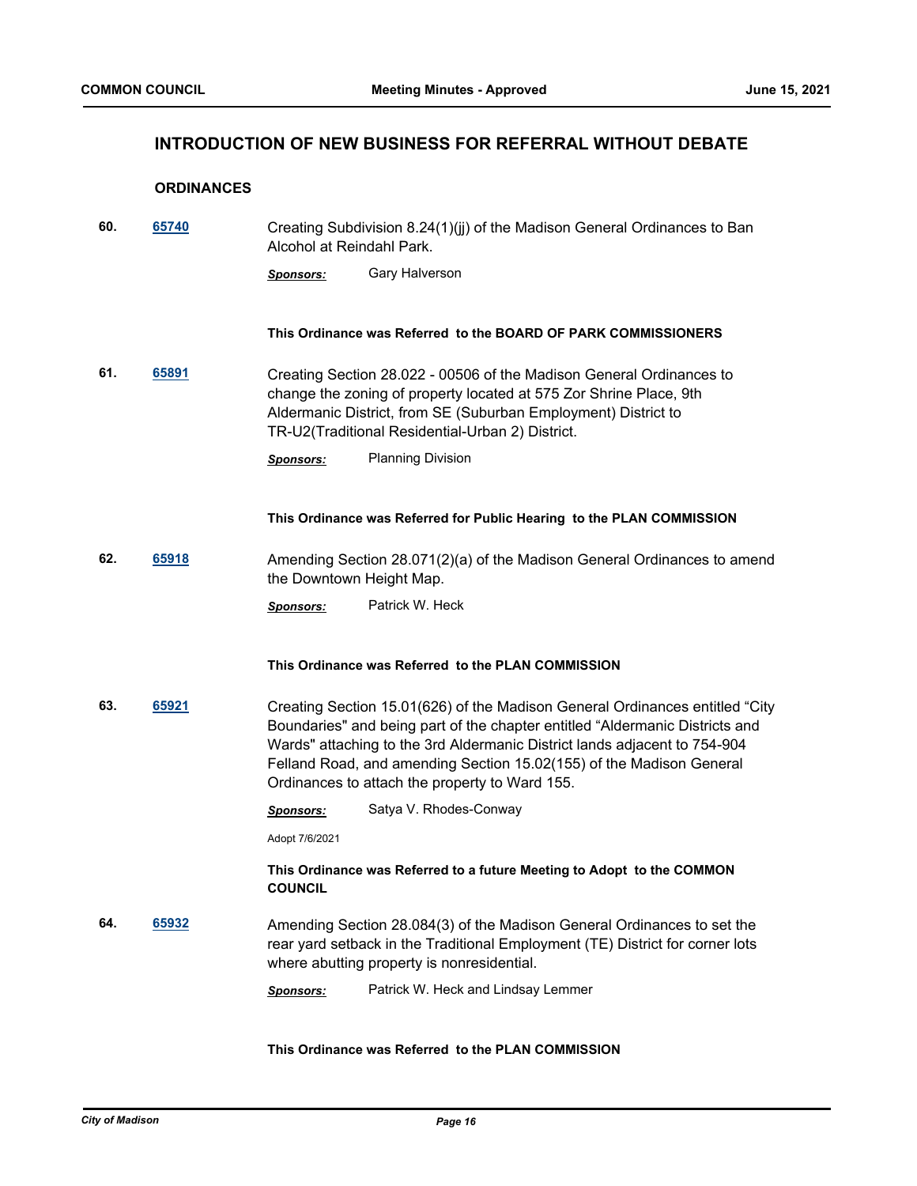## INTRODUCTION OF NEW BUSINESS FOR REFERRAL WITHOUT DEBATE

### ORDINANCES

**60.** **65740** Creating Subdivision 8.24(1)(jj) of the Madison General Ordinances to Ban Alcohol at Reindahl Park.

***Sponsors:*** Gary Halverson

**This Ordinance was Referred to the BOARD OF PARK COMMISSIONERS**

**61.** **65891** Creating Section 28.022 - 00506 of the Madison General Ordinances to change the zoning of property located at 575 Zor Shrine Place, 9th Aldermanic District, from SE (Suburban Employment) District to TR-U2(Traditional Residential-Urban 2) District.

***Sponsors:*** Planning Division

**This Ordinance was Referred for Public Hearing to the PLAN COMMISSION**

**62.** **65918** Amending Section 28.071(2)(a) of the Madison General Ordinances to amend the Downtown Height Map.

***Sponsors:*** Patrick W. Heck

**This Ordinance was Referred to the PLAN COMMISSION**

**63.** **65921** Creating Section 15.01(626) of the Madison General Ordinances entitled "City Boundaries" and being part of the chapter entitled "Aldermanic Districts and Wards" attaching to the 3rd Aldermanic District lands adjacent to 754-904 Felland Road, and amending Section 15.02(155) of the Madison General Ordinances to attach the property to Ward 155.

***Sponsors:*** Satya V. Rhodes-Conway

Adopt 7/6/2021

**This Ordinance was Referred to a future Meeting to Adopt to the COMMON COUNCIL**

**64.** **65932** Amending Section 28.084(3) of the Madison General Ordinances to set the rear yard setback in the Traditional Employment (TE) District for corner lots where abutting property is nonresidential.

***Sponsors:*** Patrick W. Heck and Lindsay Lemmer

**This Ordinance was Referred to the PLAN COMMISSION**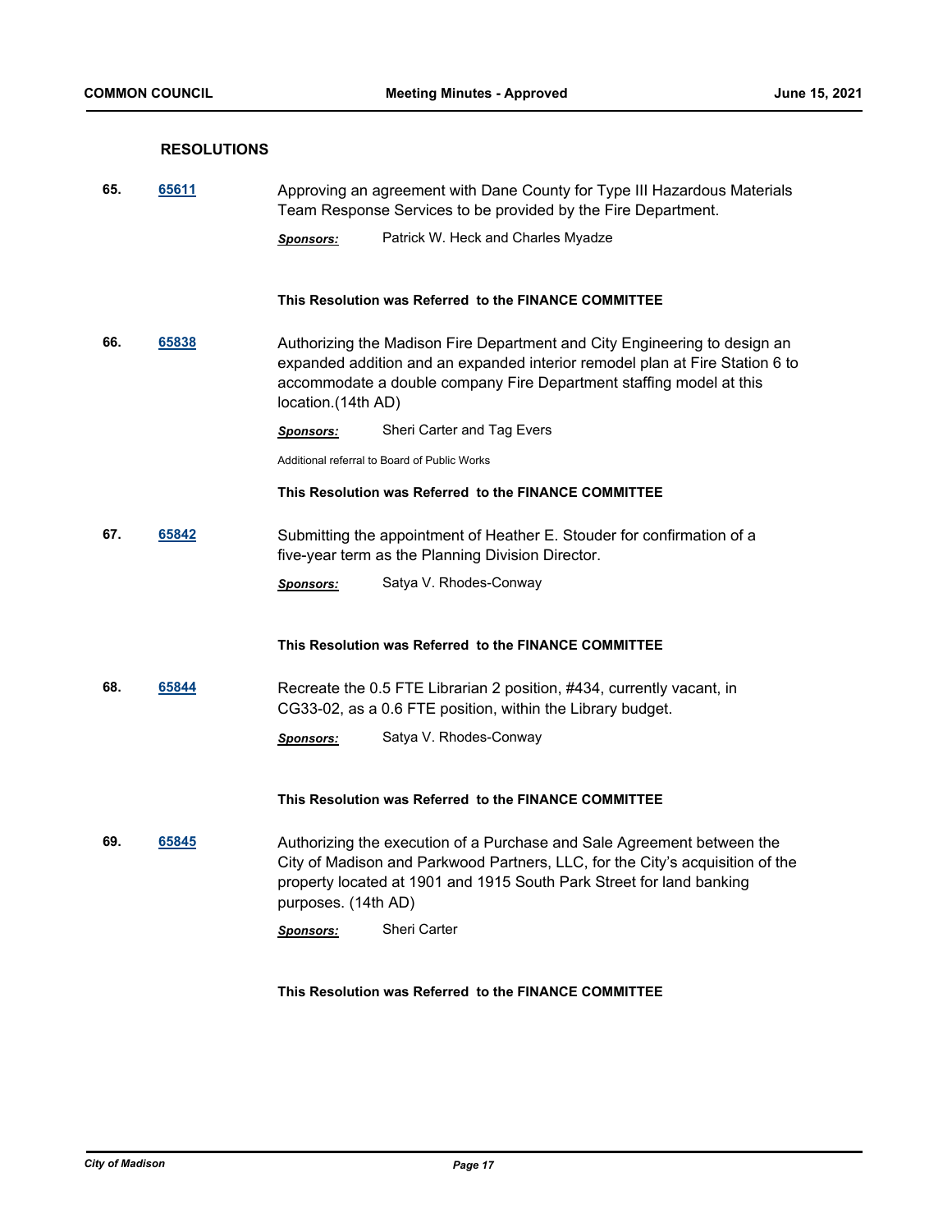## RESOLUTIONS

**65.** **65611**

Approving an agreement with Dane County for Type III Hazardous Materials Team Response Services to be provided by the Fire Department.

***Sponsors:*** Patrick W. Heck and Charles Myadze

**This Resolution was Referred to the FINANCE COMMITTEE**

**66.** **65838**

Authorizing the Madison Fire Department and City Engineering to design an expanded addition and an expanded interior remodel plan at Fire Station 6 to accommodate a double company Fire Department staffing model at this location.(14th AD)

***Sponsors:*** Sheri Carter and Tag Evers

Additional referral to Board of Public Works

**This Resolution was Referred to the FINANCE COMMITTEE**

**67.** **65842**

Submitting the appointment of Heather E. Stouder for confirmation of a five-year term as the Planning Division Director.

***Sponsors:*** Satya V. Rhodes-Conway

**This Resolution was Referred to the FINANCE COMMITTEE**

**68.** **65844**

Recreate the 0.5 FTE Librarian 2 position, #434, currently vacant, in CG33-02, as a 0.6 FTE position, within the Library budget.

***Sponsors:*** Satya V. Rhodes-Conway

**This Resolution was Referred to the FINANCE COMMITTEE**

**69.** **65845**

Authorizing the execution of a Purchase and Sale Agreement between the City of Madison and Parkwood Partners, LLC, for the City's acquisition of the property located at 1901 and 1915 South Park Street for land banking purposes. (14th AD)

***Sponsors:*** Sheri Carter

**This Resolution was Referred to the FINANCE COMMITTEE**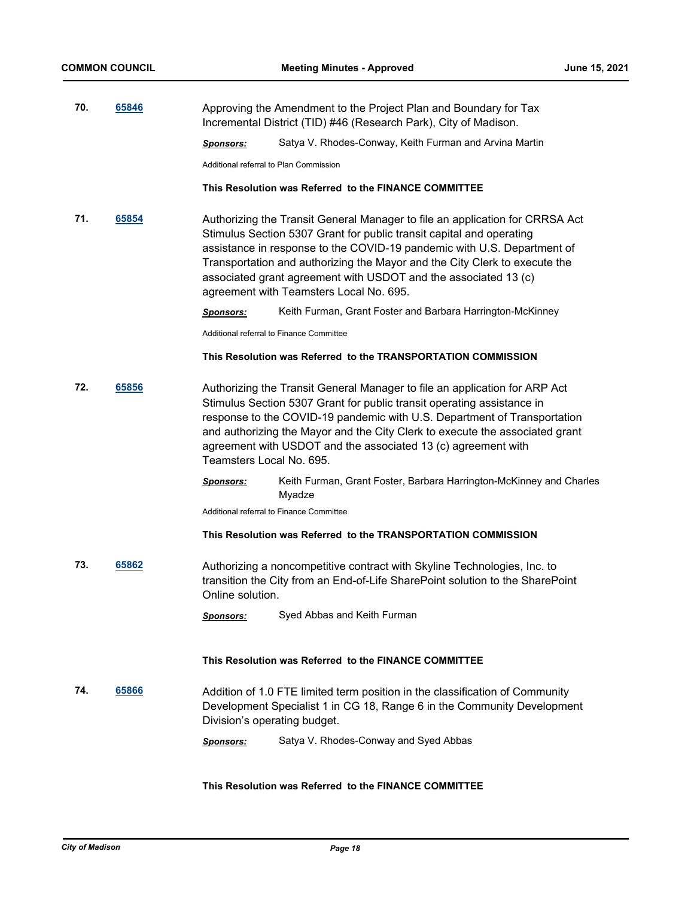**70.** **65846**

Approving the Amendment to the Project Plan and Boundary for Tax Incremental District (TID) #46 (Research Park), City of Madison.

***Sponsors:*** Satya V. Rhodes-Conway, Keith Furman and Arvina Martin

Additional referral to Plan Commission

**This Resolution was Referred to the FINANCE COMMITTEE**

**71.** **65854**

Authorizing the Transit General Manager to file an application for CRRSA Act Stimulus Section 5307 Grant for public transit capital and operating assistance in response to the COVID-19 pandemic with U.S. Department of Transportation and authorizing the Mayor and the City Clerk to execute the associated grant agreement with USDOT and the associated 13 (c) agreement with Teamsters Local No. 695.

***Sponsors:*** Keith Furman, Grant Foster and Barbara Harrington-McKinney

Additional referral to Finance Committee

**This Resolution was Referred to the TRANSPORTATION COMMISSION**

**72.** **65856**

Authorizing the Transit General Manager to file an application for ARP Act Stimulus Section 5307 Grant for public transit operating assistance in response to the COVID-19 pandemic with U.S. Department of Transportation and authorizing the Mayor and the City Clerk to execute the associated grant agreement with USDOT and the associated 13 (c) agreement with Teamsters Local No. 695.

***Sponsors:*** Keith Furman, Grant Foster, Barbara Harrington-McKinney and Charles Myadze

Additional referral to Finance Committee

**This Resolution was Referred to the TRANSPORTATION COMMISSION**

**73.** **65862**

Authorizing a noncompetitive contract with Skyline Technologies, Inc. to transition the City from an End-of-Life SharePoint solution to the SharePoint Online solution.

***Sponsors:*** Syed Abbas and Keith Furman

**This Resolution was Referred to the FINANCE COMMITTEE**

**74.** **65866**

Addition of 1.0 FTE limited term position in the classification of Community Development Specialist 1 in CG 18, Range 6 in the Community Development Division's operating budget.

***Sponsors:*** Satya V. Rhodes-Conway and Syed Abbas

**This Resolution was Referred to the FINANCE COMMITTEE**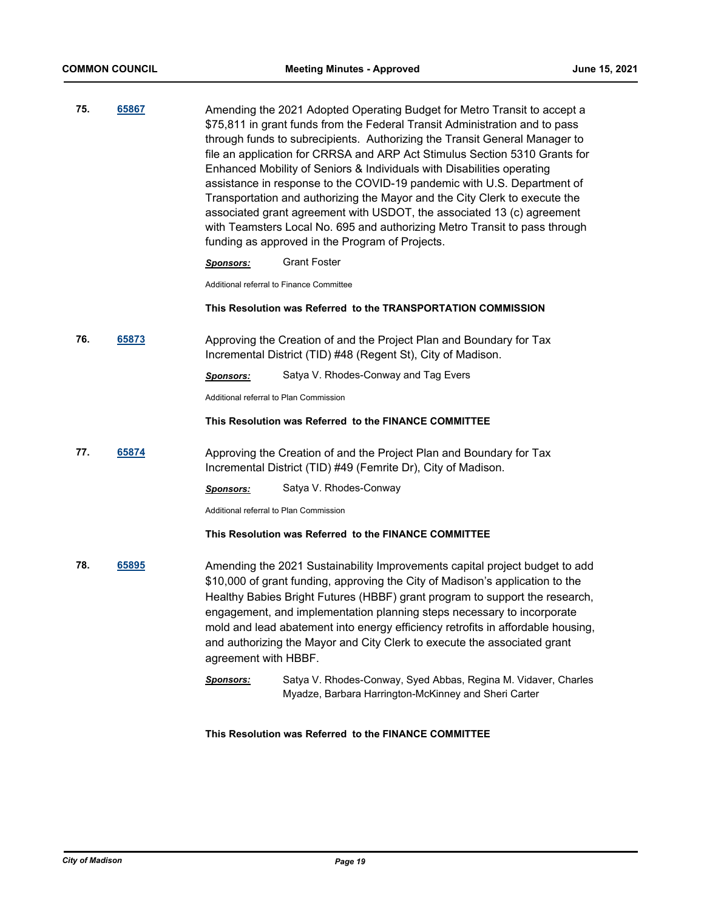**75.** **65867**

Amending the 2021 Adopted Operating Budget for Metro Transit to accept a $75,811 in grant funds from the Federal Transit Administration and to pass through funds to subrecipients. Authorizing the Transit General Manager to file an application for CRRSA and ARP Act Stimulus Section 5310 Grants for Enhanced Mobility of Seniors & Individuals with Disabilities operating assistance in response to the COVID-19 pandemic with U.S. Department of Transportation and authorizing the Mayor and the City Clerk to execute the associated grant agreement with USDOT, the associated 13 (c) agreement with Teamsters Local No. 695 and authorizing Metro Transit to pass through funding as approved in the Program of Projects.

***Sponsors:*** Grant Foster

Additional referral to Finance Committee

**This Resolution was Referred to the TRANSPORTATION COMMISSION**

**76.** **65873**

Approving the Creation of and the Project Plan and Boundary for Tax Incremental District (TID) #48 (Regent St), City of Madison.

***Sponsors:*** Satya V. Rhodes-Conway and Tag Evers

Additional referral to Plan Commission

**This Resolution was Referred to the FINANCE COMMITTEE**

**77.** **65874**

Approving the Creation of and the Project Plan and Boundary for Tax Incremental District (TID) #49 (Femrite Dr), City of Madison.

***Sponsors:*** Satya V. Rhodes-Conway

Additional referral to Plan Commission

**This Resolution was Referred to the FINANCE COMMITTEE**

**78.** **65895**

Amending the 2021 Sustainability Improvements capital project budget to add $10,000 of grant funding, approving the City of Madison's application to the Healthy Babies Bright Futures (HBBF) grant program to support the research, engagement, and implementation planning steps necessary to incorporate mold and lead abatement into energy efficiency retrofits in affordable housing, and authorizing the Mayor and City Clerk to execute the associated grant agreement with HBBF.

***Sponsors:*** Satya V. Rhodes-Conway, Syed Abbas, Regina M. Vidaver, Charles Myadze, Barbara Harrington-McKinney and Sheri Carter

**This Resolution was Referred to the FINANCE COMMITTEE**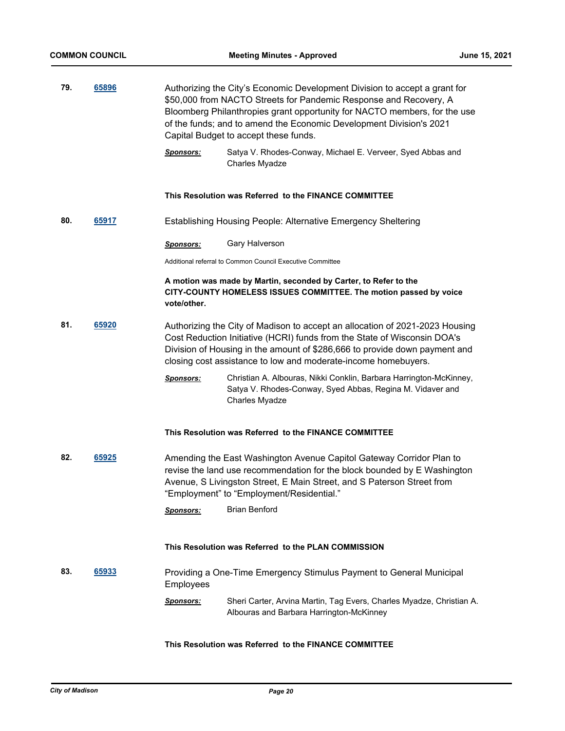**79.** **65896**

Authorizing the City's Economic Development Division to accept a grant for $50,000 from NACTO Streets for Pandemic Response and Recovery, A Bloomberg Philanthropies grant opportunity for NACTO members, for the use of the funds; and to amend the Economic Development Division's 2021 Capital Budget to accept these funds.

***Sponsors:*** Satya V. Rhodes-Conway, Michael E. Verveer, Syed Abbas and Charles Myadze

**This Resolution was Referred to the FINANCE COMMITTEE**

**80.** **65917**

Establishing Housing People: Alternative Emergency Sheltering

***Sponsors:*** Gary Halverson

Additional referral to Common Council Executive Committee

**A motion was made by Martin, seconded by Carter, to Refer to the CITY-COUNTY HOMELESS ISSUES COMMITTEE. The motion passed by voice vote/other.**

**81.** **65920**

Authorizing the City of Madison to accept an allocation of 2021-2023 Housing Cost Reduction Initiative (HCRI) funds from the State of Wisconsin DOA's Division of Housing in the amount of $286,666 to provide down payment and closing cost assistance to low and moderate-income homebuyers.

***Sponsors:*** Christian A. Albouras, Nikki Conklin, Barbara Harrington-McKinney, Satya V. Rhodes-Conway, Syed Abbas, Regina M. Vidaver and Charles Myadze

**This Resolution was Referred to the FINANCE COMMITTEE**

**82.** **65925**

Amending the East Washington Avenue Capitol Gateway Corridor Plan to revise the land use recommendation for the block bounded by E Washington Avenue, S Livingston Street, E Main Street, and S Paterson Street from "Employment" to "Employment/Residential."

***Sponsors:*** Brian Benford

**This Resolution was Referred to the PLAN COMMISSION**

**83.** **65933**

Providing a One-Time Emergency Stimulus Payment to General Municipal Employees

***Sponsors:*** Sheri Carter, Arvina Martin, Tag Evers, Charles Myadze, Christian A. Albouras and Barbara Harrington-McKinney

**This Resolution was Referred to the FINANCE COMMITTEE**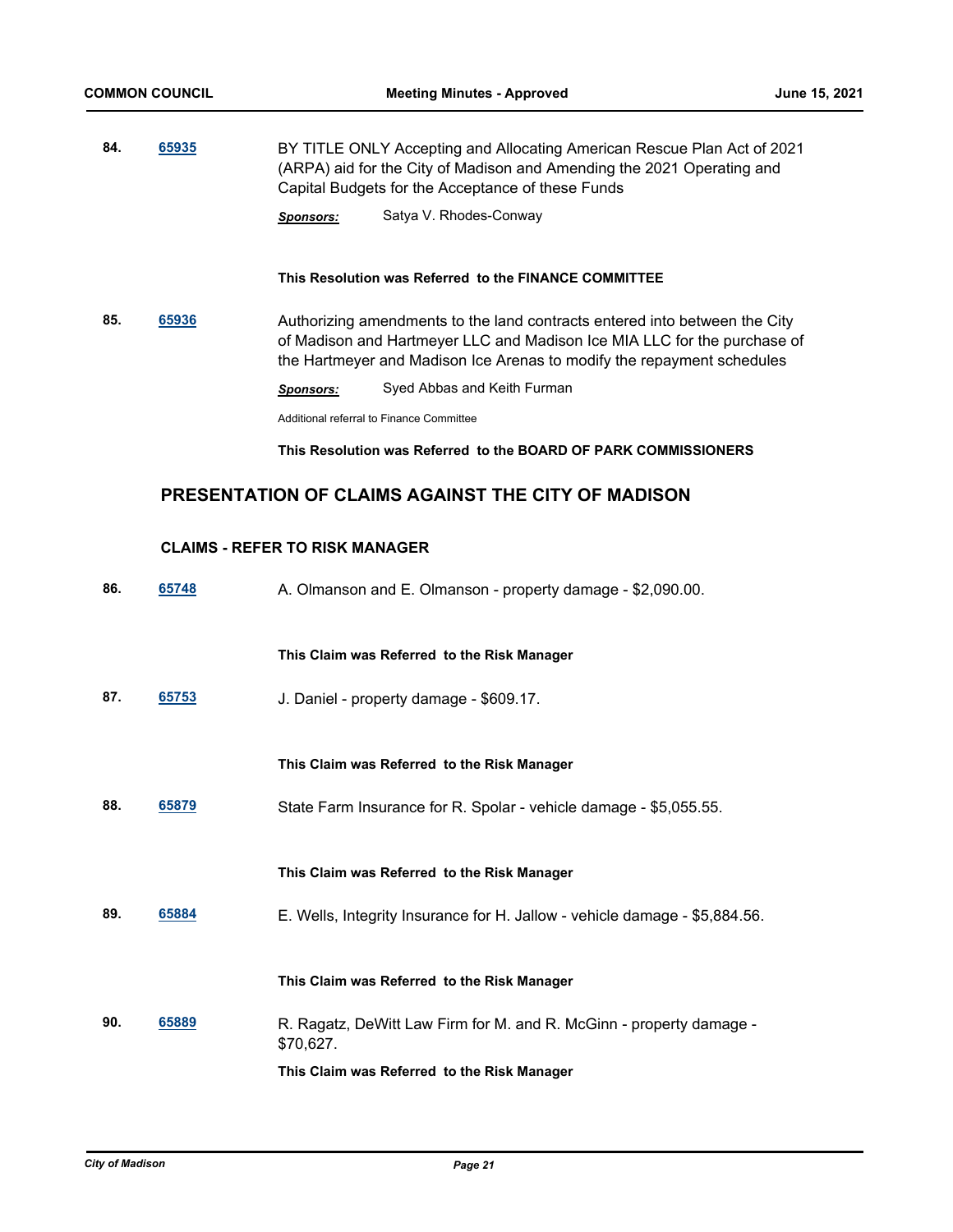**84.** **65935** BY TITLE ONLY Accepting and Allocating American Rescue Plan Act of 2021 (ARPA) aid for the City of Madison and Amending the 2021 Operating and Capital Budgets for the Acceptance of these Funds

***Sponsors:*** Satya V. Rhodes-Conway

**This Resolution was Referred to the FINANCE COMMITTEE**

**85.** **65936** Authorizing amendments to the land contracts entered into between the City of Madison and Hartmeyer LLC and Madison Ice MIA LLC for the purchase of the Hartmeyer and Madison Ice Arenas to modify the repayment schedules

***Sponsors:*** Syed Abbas and Keith Furman

Additional referral to Finance Committee

**This Resolution was Referred to the BOARD OF PARK COMMISSIONERS**

## PRESENTATION OF CLAIMS AGAINST THE CITY OF MADISON

### CLAIMS - REFER TO RISK MANAGER

**86.** **65748** A. Olmanson and E. Olmanson - property damage - $2,090.00.

**This Claim was Referred to the Risk Manager**

**87.** **65753** J. Daniel - property damage - $609.17.

**This Claim was Referred to the Risk Manager**

**88.** **65879** State Farm Insurance for R. Spolar - vehicle damage - $5,055.55.

**This Claim was Referred to the Risk Manager**

**89.** **65884** E. Wells, Integrity Insurance for H. Jallow - vehicle damage - $5,884.56.

**This Claim was Referred to the Risk Manager**

**90.** **65889** R. Ragatz, DeWitt Law Firm for M. and R. McGinn - property damage - $70,627.

**This Claim was Referred to the Risk Manager**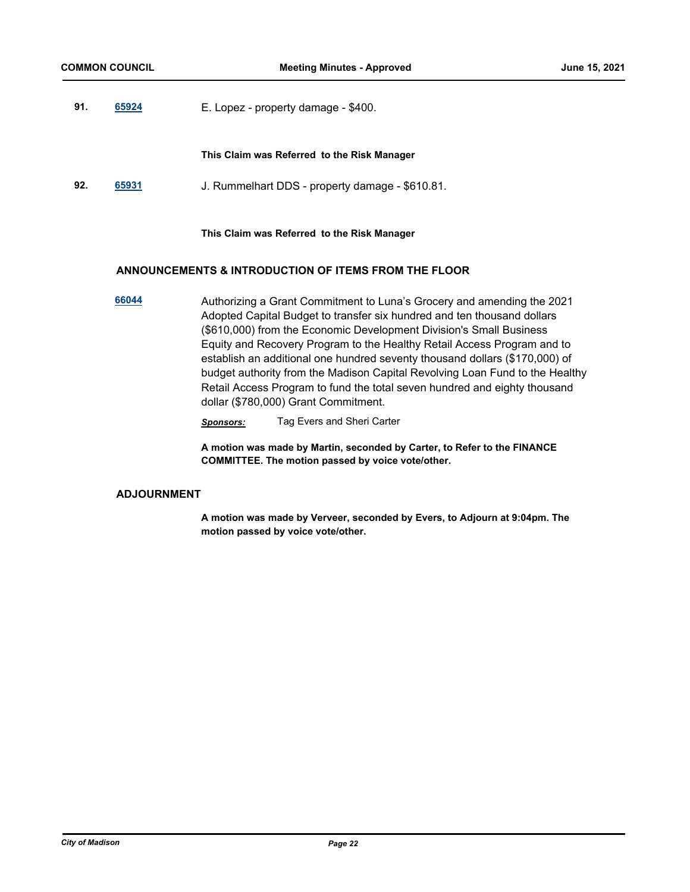**91.** [65924] E. Lopez - property damage - $400.

**This Claim was Referred to the Risk Manager**

**92.** [65931] J. Rummelhart DDS - property damage - $610.81.

**This Claim was Referred to the Risk Manager**

## ANNOUNCEMENTS & INTRODUCTION OF ITEMS FROM THE FLOOR

[66044] Authorizing a Grant Commitment to Luna's Grocery and amending the 2021 Adopted Capital Budget to transfer six hundred and ten thousand dollars ($610,000) from the Economic Development Division's Small Business Equity and Recovery Program to the Healthy Retail Access Program and to establish an additional one hundred seventy thousand dollars ($170,000) of budget authority from the Madison Capital Revolving Loan Fund to the Healthy Retail Access Program to fund the total seven hundred and eighty thousand dollar ($780,000) Grant Commitment.

***Sponsors:*** Tag Evers and Sheri Carter

**A motion was made by Martin, seconded by Carter, to Refer to the FINANCE COMMITTEE. The motion passed by voice vote/other.**

## ADJOURNMENT

**A motion was made by Verveer, seconded by Evers, to Adjourn at 9:04pm. The motion passed by voice vote/other.**